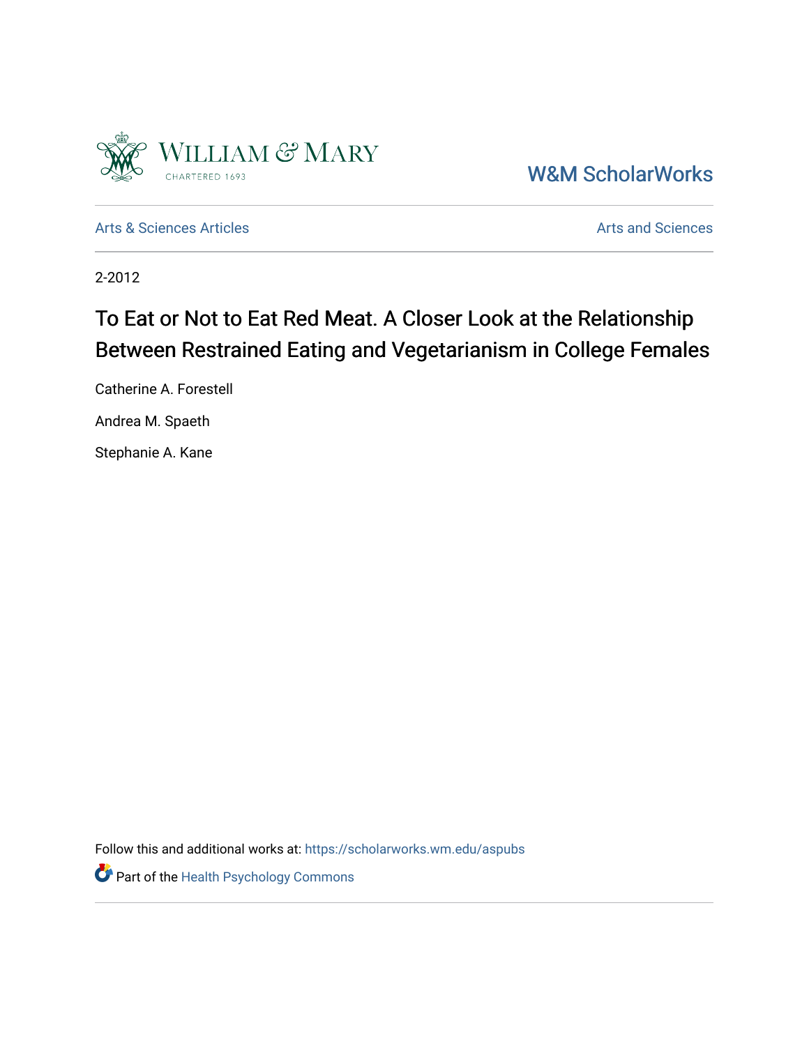William & Mary

CHARTERED 1693

W&M ScholarWorks

Arts & Sciences Articles

Arts and Sciences

2-2012

# To Eat or Not to Eat Red Meat. A Closer Look at the Relationship Between Restrained Eating and Vegetarianism in College Females

Catherine A. Forestell

Andrea M. Spaeth

Stephanie A. Kane

Follow this and additional works at: https://scholarworks.wm.edu/aspubs

Part of the Health Psychology Commons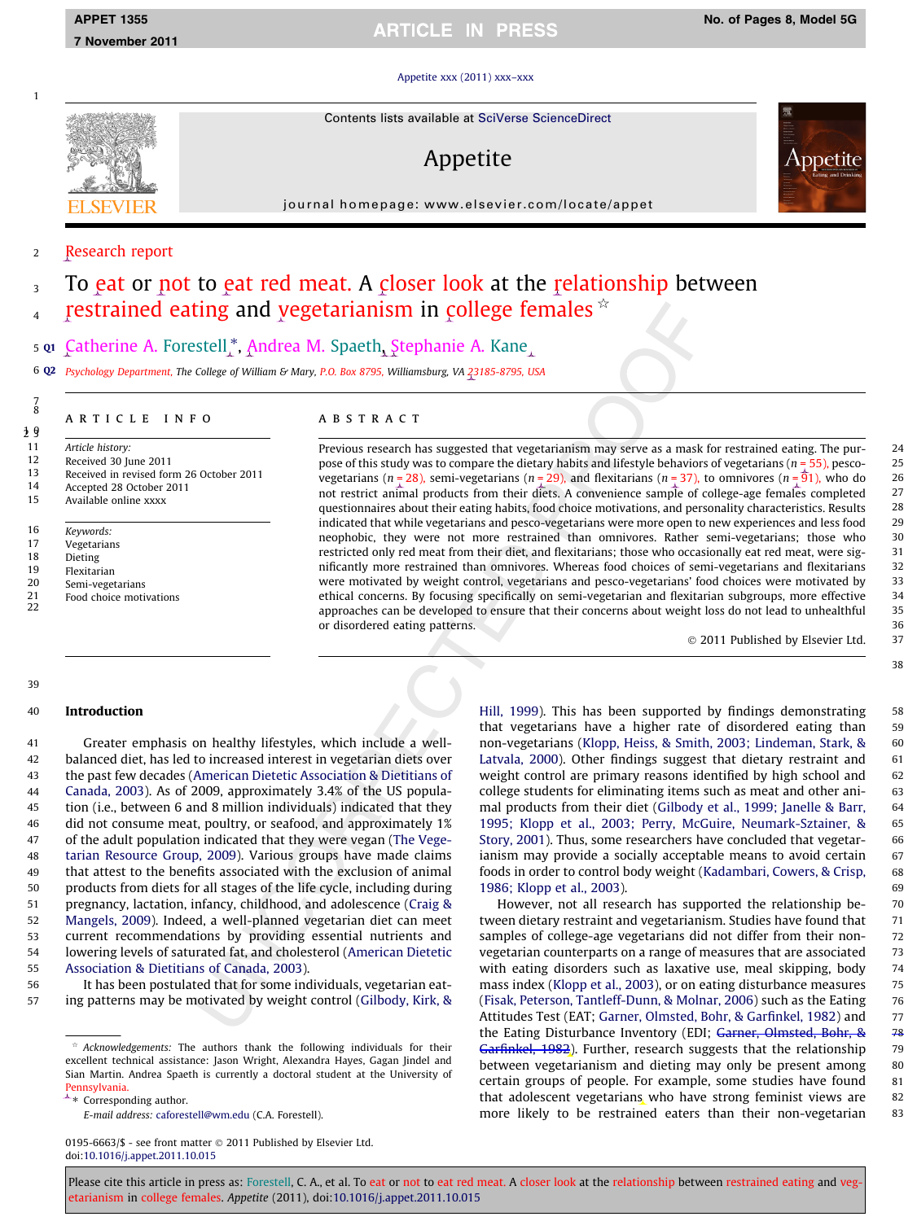Research report

# To eat or not to eat red meat. A closer look at the relationship between restrained eating and vegetarianism in college females ☆

Catherine A. Forestell *, Andrea M. Spaeth, Stephanie A. Kane

Psychology Department, The College of William & Mary, P.O. Box 8795, Williamsburg, VA 23185-8795, USA

## ARTICLE INFO

*Article history:*
Received 30 June 2011
Received in revised form 26 October 2011
Accepted 28 October 2011
Available online xxxx

*Keywords:*
Vegetarians
Dieting
Flexitarian
Semi-vegetarians
Food choice motivations

## ABSTRACT

Previous research has suggested that vegetarianism may serve as a mask for restrained eating. The purpose of this study was to compare the dietary habits and lifestyle behaviors of vegetarians ($n = 55$), pesco-vegetarians ($n = 28$), semi-vegetarians ($n = 29$), and flexitarians ($n = 37$), to omnivores ($n = 91$), who do not restrict animal products from their diets. A convenience sample of college-age females completed questionnaires about their eating habits, food choice motivations, and personality characteristics. Results indicated that while vegetarians and pesco-vegetarians were more open to new experiences and less food neophobic, they were not more restrained than omnivores. Rather semi-vegetarians; those who restricted only red meat from their diet, and flexitarians; those who occasionally eat red meat, were significantly more restrained than omnivores. Whereas food choices of semi-vegetarians and flexitarians were motivated by weight control, vegetarians and pesco-vegetarians' food choices were motivated by ethical concerns. By focusing specifically on semi-vegetarian and flexitarian subgroups, more effective approaches can be developed to ensure that their concerns about weight loss do not lead to unhealthful or disordered eating patterns.

© 2011 Published by Elsevier Ltd.

## Introduction

Greater emphasis on healthy lifestyles, which include a well-balanced diet, has led to increased interest in vegetarian diets over the past few decades (American Dietetic Association & Dietitians of Canada, 2003). As of 2009, approximately 3.4% of the US population (i.e., between 6 and 8 million individuals) indicated that they did not consume meat, poultry, or seafood, and approximately 1% of the adult population indicated that they were vegan (The Vegetarian Resource Group, 2009). Various groups have made claims that attest to the benefits associated with the exclusion of animal products from diets for all stages of the life cycle, including during pregnancy, lactation, infancy, childhood, and adolescence (Craig & Mangels, 2009). Indeed, a well-planned vegetarian diet can meet current recommendations by providing essential nutrients and lowering levels of saturated fat, and cholesterol (American Dietetic Association & Dietitians of Canada, 2003).

It has been postulated that for some individuals, vegetarian eating patterns may be motivated by weight control (Gilbody, Kirk, & Hill, 1999). This has been supported by findings demonstrating that vegetarians have a higher rate of disordered eating than non-vegetarians (Klopp, Heiss, & Smith, 2003; Lindeman, Stark, & Latvala, 2000). Other findings suggest that dietary restraint and weight control are primary reasons identified by high school and college students for eliminating items such as meat and other animal products from their diet (Gilbody et al., 1999; Janelle & Barr, 1995; Klopp et al., 2003; Perry, McGuire, Neumark-Sztainer, & Story, 2001). Thus, some researchers have concluded that vegetarianism may provide a socially acceptable means to avoid certain foods in order to control body weight (Kadambari, Cowers, & Crisp, 1986; Klopp et al., 2003).

However, not all research has supported the relationship between dietary restraint and vegetarianism. Studies have found that samples of college-age vegetarians did not differ from their non-vegetarian counterparts on a range of measures that are associated with eating disorders such as laxative use, meal skipping, body mass index (Klopp et al., 2003), or on eating disturbance measures (Fisak, Peterson, Tantleff-Dunn, & Molnar, 2006) such as the Eating Attitudes Test (EAT; Garner, Olmsted, Bohr, & Garfinkel, 1982) and the Eating Disturbance Inventory (EDI; ~~Garner, Olmsted, Bohr, & Garfinkel, 1982~~). Further, research suggests that the relationship between vegetarianism and dieting may only be present among certain groups of people. For example, some studies have found that adolescent vegetarians who have strong feminist views are more likely to be restrained eaters than their non-vegetarian

☆ *Acknowledgements:* The authors thank the following individuals for their excellent technical assistance: Jason Wright, Alexandra Hayes, Gagan Jindel and Sian Martin. Andrea Spaeth is currently a doctoral student at the University of Pennsylvania.

\* Corresponding author.
*E-mail address:* caforestell@wm.edu (C.A. Forestell).

0195-6663/$ - see front matter © 2011 Published by Elsevier Ltd.
doi:10.1016/j.appet.2011.10.015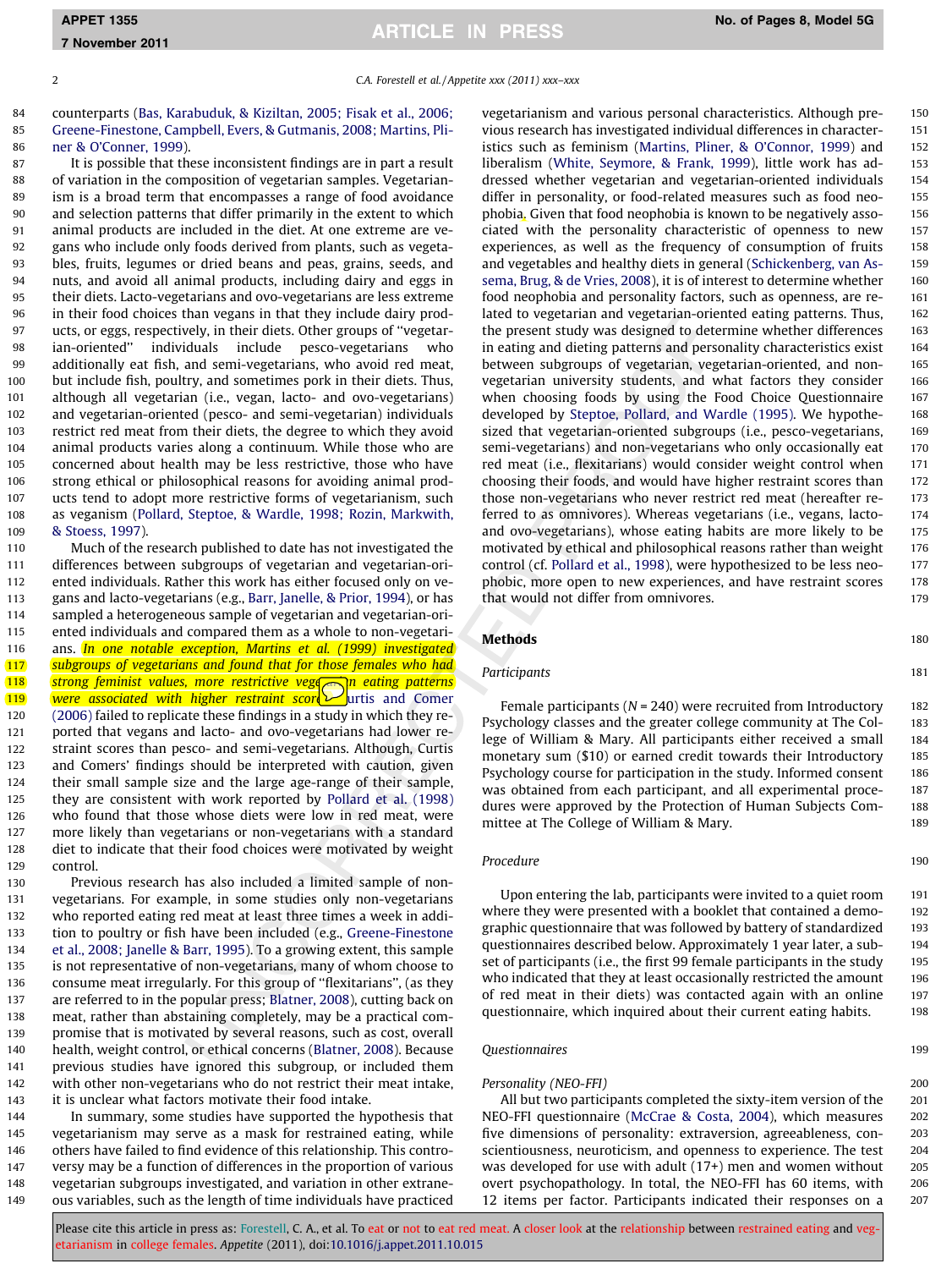counterparts (Bas, Karabuduk, & Kiziltan, 2005; Fisak et al., 2006; Greene-Finestone, Campbell, Evers, & Gutmanis, 2008; Martins, Pliner & O'Conner, 1999).

It is possible that these inconsistent findings are in part a result of variation in the composition of vegetarian samples. Vegetarianism is a broad term that encompasses a range of food avoidance and selection patterns that differ primarily in the extent to which animal products are included in the diet. At one extreme are vegans who include only foods derived from plants, such as vegetables, fruits, legumes or dried beans and peas, grains, seeds, and nuts, and avoid all animal products, including dairy and eggs in their diets. Lacto-vegetarians and ovo-vegetarians are less extreme in their food choices than vegans in that they include dairy products, or eggs, respectively, in their diets. Other groups of "vegetarian-oriented" individuals include pesco-vegetarians who additionally eat fish, and semi-vegetarians, who avoid red meat, but include fish, poultry, and sometimes pork in their diets. Thus, although all vegetarian (i.e., vegan, lacto- and ovo-vegetarians) and vegetarian-oriented (pesco- and semi-vegetarian) individuals restrict red meat from their diets, the degree to which they avoid animal products varies along a continuum. While those who are concerned about health may be less restrictive, those who have strong ethical or philosophical reasons for avoiding animal products tend to adopt more restrictive forms of vegetarianism, such as veganism (Pollard, Steptoe, & Wardle, 1998; Rozin, Markwith, & Stoess, 1997).

Much of the research published to date has not investigated the differences between subgroups of vegetarian and vegetarian-oriented individuals. Rather this work has either focused only on vegans and lacto-vegetarians (e.g., Barr, Janelle, & Prior, 1994), or has sampled a heterogeneous sample of vegetarian and vegetarian-oriented individuals and compared them as a whole to non-vegetarians. In one notable exception, Martins et al. (1999) investigated subgroups of vegetarians and found that for those females who had strong feminist values, more restrictive vegetarian eating patterns were associated with higher restraint scores. Curtis and Comer (2006) failed to replicate these findings in a study in which they reported that vegans and lacto- and ovo-vegetarians had lower restraint scores than pesco- and semi-vegetarians. Although, Curtis and Comers' findings should be interpreted with caution, given their small sample size and the large age-range of their sample, they are consistent with work reported by Pollard et al. (1998) who found that those whose diets were low in red meat, were more likely than vegetarians or non-vegetarians with a standard diet to indicate that their food choices were motivated by weight control.

Previous research has also included a limited sample of non-vegetarians. For example, in some studies only non-vegetarians who reported eating red meat at least three times a week in addition to poultry or fish have been included (e.g., Greene-Finestone et al., 2008; Janelle & Barr, 1995). To a growing extent, this sample is not representative of non-vegetarians, many of whom choose to consume meat irregularly. For this group of "flexitarians", (as they are referred to in the popular press; Blatner, 2008), cutting back on meat, rather than abstaining completely, may be a practical compromise that is motivated by several reasons, such as cost, overall health, weight control, or ethical concerns (Blatner, 2008). Because previous studies have ignored this subgroup, or included them with other non-vegetarians who do not restrict their meat intake, it is unclear what factors motivate their food intake.

In summary, some studies have supported the hypothesis that vegetarianism may serve as a mask for restrained eating, while others have failed to find evidence of this relationship. This controversy may be a function of differences in the proportion of various vegetarian subgroups investigated, and variation in other extraneous variables, such as the length of time individuals have practiced vegetarianism and various personal characteristics. Although previous research has investigated individual differences in characteristics such as feminism (Martins, Pliner, & O'Connor, 1999) and liberalism (White, Seymore, & Frank, 1999), little work has addressed whether vegetarian and vegetarian-oriented individuals differ in personality, or food-related measures such as food neophobia. Given that food neophobia is known to be negatively associated with the personality characteristic of openness to new experiences, as well as the frequency of consumption of fruits and vegetables and healthy diets in general (Schickenberg, van Assema, Brug, & de Vries, 2008), it is of interest to determine whether food neophobia and personality factors, such as openness, are related to vegetarian and vegetarian-oriented eating patterns. Thus, the present study was designed to determine whether differences in eating and dieting patterns and personality characteristics exist between subgroups of vegetarian, vegetarian-oriented, and non-vegetarian university students, and what factors they consider when choosing foods by using the Food Choice Questionnaire developed by Steptoe, Pollard, and Wardle (1995). We hypothesized that vegetarian-oriented subgroups (i.e., pesco-vegetarians, semi-vegetarians) and non-vegetarians who only occasionally eat red meat (i.e., flexitarians) would consider weight control when choosing their foods, and would have higher restraint scores than those non-vegetarians who never restrict red meat (hereafter referred to as omnivores). Whereas vegetarians (i.e., vegans, lacto- and ovo-vegetarians), whose eating habits are more likely to be motivated by ethical and philosophical reasons rather than weight control (cf. Pollard et al., 1998), were hypothesized to be less neophobic, more open to new experiences, and have restraint scores that would not differ from omnivores.

## Methods

### Participants

Female participants ($N = 240$) were recruited from Introductory Psychology classes and the greater college community at The College of William & Mary. All participants either received a small monetary sum ($10) or earned credit towards their Introductory Psychology course for participation in the study. Informed consent was obtained from each participant, and all experimental procedures were approved by the Protection of Human Subjects Committee at The College of William & Mary.

### Procedure

Upon entering the lab, participants were invited to a quiet room where they were presented with a booklet that contained a demographic questionnaire that was followed by battery of standardized questionnaires described below. Approximately 1 year later, a subset of participants (i.e., the first 99 female participants in the study who indicated that they at least occasionally restricted the amount of red meat in their diets) was contacted again with an online questionnaire, which inquired about their current eating habits.

### Questionnaires

*Personality (NEO-FFI)*

All but two participants completed the sixty-item version of the NEO-FFI questionnaire (McCrae & Costa, 2004), which measures five dimensions of personality: extraversion, agreeableness, conscientiousness, neuroticism, and openness to experience. The test was developed for use with adult (17+) men and women without overt psychopathology. In total, the NEO-FFI has 60 items, with 12 items per factor. Participants indicated their responses on a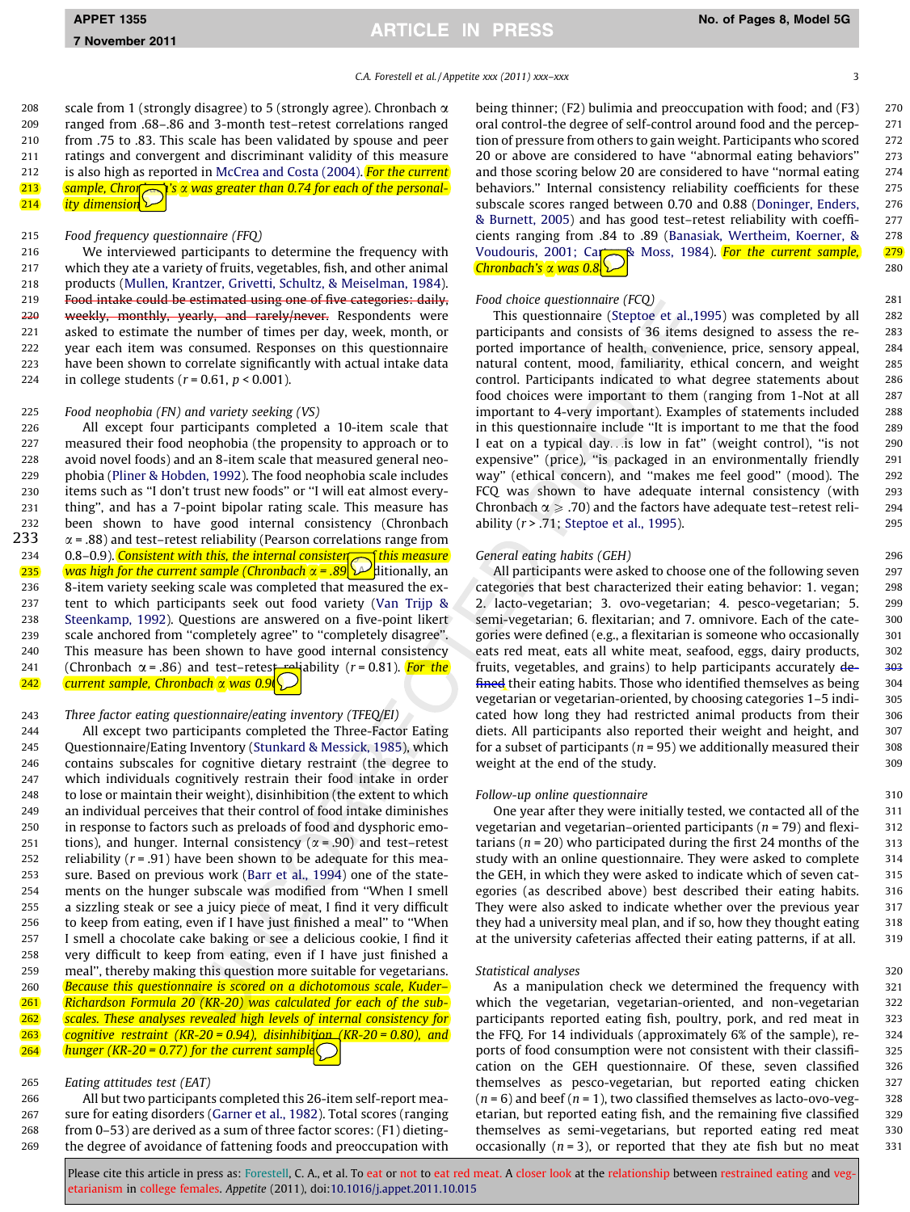scale from 1 (strongly disagree) to 5 (strongly agree). Chronbach α ranged from .68–.86 and 3-month test–retest correlations ranged from .75 to .83. This scale has been validated by spouse and peer ratings and convergent and discriminant validity of this measure is also high as reported in McCrea and Costa (2004). For the current sample, Chronbach's α was greater than 0.74 for each of the personality dimensions.

*Food frequency questionnaire (FFQ)*

We interviewed participants to determine the frequency with which they ate a variety of fruits, vegetables, fish, and other animal products (Mullen, Krantzer, Grivetti, Schultz, & Meiselman, 1984). ~~Food intake could be estimated using one of five categories: daily, weekly, monthly, yearly, and rarely/never.~~ Respondents were asked to estimate the number of times per day, week, month, or year each item was consumed. Responses on this questionnaire have been shown to correlate significantly with actual intake data in college students ($r = 0.61$, $p < 0.001$).

*Food neophobia (FN) and variety seeking (VS)*

All except four participants completed a 10-item scale that measured their food neophobia (the propensity to approach or to avoid novel foods) and an 8-item scale that measured general neophobia (Pliner & Hobden, 1992). The food neophobia scale includes items such as "I don't trust new foods" or "I will eat almost everything", and has a 7-point bipolar rating scale. This measure has been shown to have good internal consistency (Chronbach α = .88) and test–retest reliability (Pearson correlations range from 0.8–0.9). Consistent with this, the internal consistency of this measure was high for the current sample (Chronbach α = .89). Additionally, an 8-item variety seeking scale was completed that measured the extent to which participants seek out food variety (Van Trijp & Steenkamp, 1992). Questions are answered on a five-point likert scale anchored from "completely agree" to "completely disagree". This measure has been shown to have good internal consistency (Chronbach α = .86) and test–retest reliability ($r = 0.81$). For the current sample, Chronbach α was 0.90.

*Three factor eating questionnaire/eating inventory (TFEQ/EI)*

All except two participants completed the Three-Factor Eating Questionnaire/Eating Inventory (Stunkard & Messick, 1985), which contains subscales for cognitive dietary restraint (the degree to which individuals cognitively restrain their food intake in order to lose or maintain their weight), disinhibition (the extent to which an individual perceives that their control of food intake diminishes in response to factors such as preloads of food and dysphoric emotions), and hunger. Internal consistency (α = .90) and test–retest reliability ($r = .91$) have been shown to be adequate for this measure. Based on previous work (Barr et al., 1994) one of the statements on the hunger subscale was modified from "When I smell a sizzling steak or see a juicy piece of meat, I find it very difficult to keep from eating, even if I have just finished a meal" to "When I smell a chocolate cake baking or see a delicious cookie, I find it very difficult to keep from eating, even if I have just finished a meal", thereby making this question more suitable for vegetarians. Because this questionnaire is scored on a dichotomous scale, Kuder–Richardson Formula 20 (KR-20) was calculated for each of the subscales. These analyses revealed high levels of internal consistency for cognitive restraint (KR-20 = 0.94), disinhibition (KR-20 = 0.80), and hunger (KR-20 = 0.77) for the current sample.

*Eating attitudes test (EAT)*

All but two participants completed this 26-item self-report measure for eating disorders (Garner et al., 1982). Total scores (ranging from 0–53) are derived as a sum of three factor scores: (F1) dieting-the degree of avoidance of fattening foods and preoccupation with being thinner; (F2) bulimia and preoccupation with food; and (F3) oral control-the degree of self-control around food and the perception of pressure from others to gain weight. Participants who scored 20 or above are considered to have "abnormal eating behaviors" and those scoring below 20 are considered to have "normal eating behaviors." Internal consistency reliability coefficients for these subscale scores ranged between 0.70 and 0.88 (Doninger, Enders, & Burnett, 2005) and has good test–retest reliability with coefficients ranging from .84 to .89 (Banasiak, Wertheim, Koerner, & Voudouris, 2001; Carter & Moss, 1984). For the current sample, Chronbach's α was 0.84.

*Food choice questionnaire (FCQ)*

This questionnaire (Steptoe et al.,1995) was completed by all participants and consists of 36 items designed to assess the reported importance of health, convenience, price, sensory appeal, natural content, mood, familiarity, ethical concern, and weight control. Participants indicated to what degree statements about food choices were important to them (ranging from 1-Not at all important to 4-very important). Examples of statements included in this questionnaire include "It is important to me that the food I eat on a typical day…is low in fat" (weight control), "is not expensive" (price), "is packaged in an environmentally friendly way" (ethical concern), and "makes me feel good" (mood). The FCQ was shown to have adequate internal consistency (with Chronbach α ⩾ .70) and the factors have adequate test–retest reliability ($r > .71$; Steptoe et al., 1995).

*General eating habits (GEH)*

All participants were asked to choose one of the following seven categories that best characterized their eating behavior: 1. vegan; 2. lacto-vegetarian; 3. ovo-vegetarian; 4. pesco-vegetarian; 5. semi-vegetarian; 6. flexitarian; and 7. omnivore. Each of the categories were defined (e.g., a flexitarian is someone who occasionally eats red meat, eats all white meat, seafood, eggs, dairy products, fruits, vegetables, and grains) to help participants accurately ~~define~~ their eating habits. Those who identified themselves as being vegetarian or vegetarian-oriented, by choosing categories 1–5 indicated how long they had restricted animal products from their diets. All participants also reported their weight and height, and for a subset of participants ($n = 95$) we additionally measured their weight at the end of the study.

*Follow-up online questionnaire*

One year after they were initially tested, we contacted all of the vegetarian and vegetarian–oriented participants ($n = 79$) and flexitarians ($n = 20$) who participated during the first 24 months of the study with an online questionnaire. They were asked to complete the GEH, in which they were asked to indicate which of seven categories (as described above) best described their eating habits. They were also asked to indicate whether over the previous year they had a university meal plan, and if so, how they thought eating at the university cafeterias affected their eating patterns, if at all.

*Statistical analyses*

As a manipulation check we determined the frequency with which the vegetarian, vegetarian-oriented, and non-vegetarian participants reported eating fish, poultry, pork, and red meat in the FFQ. For 14 individuals (approximately 6% of the sample), reports of food consumption were not consistent with their classification on the GEH questionnaire. Of these, six classified themselves as pesco-vegetarian, but reported eating chicken ($n = 6$) and beef ($n = 1$), two classified themselves as lacto-ovo-vegetarian, but reported eating fish, and the remaining five classified themselves as semi-vegetarians, but reported eating red meat occasionally ($n = 3$), or reported that they ate fish but no meat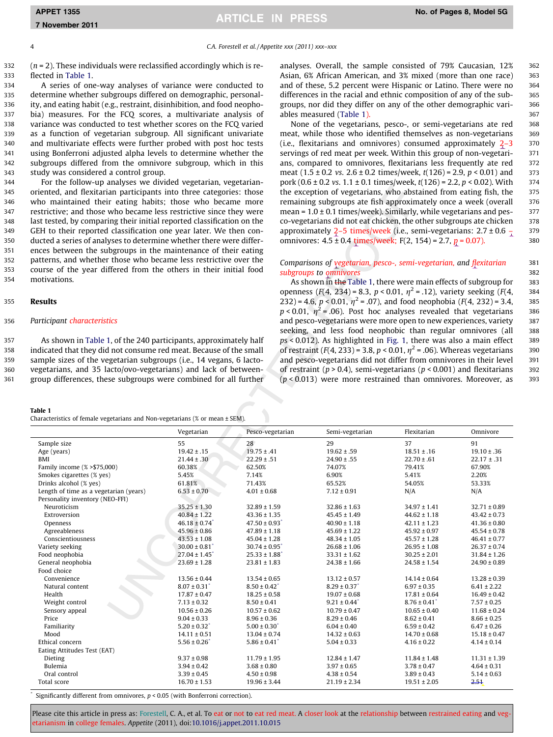(*n* = 2). These individuals were reclassified accordingly which is reflected in Table 1.

A series of one-way analyses of variance were conducted to determine whether subgroups differed on demographic, personality, and eating habit (e.g., restraint, disinhibition, and food neophobia) measures. For the FCQ scores, a multivariate analysis of variance was conducted to test whether scores on the FCQ varied as a function of vegetarian subgroup. All significant univariate and multivariate effects were further probed with post hoc tests using Bonferroni adjusted alpha levels to determine whether the subgroups differed from the omnivore subgroup, which in this study was considered a control group.

For the follow-up analyses we divided vegetarian, vegetarian-oriented, and flexitarian participants into three categories: those who maintained their eating habits; those who became more restrictive; and those who became less restrictive since they were last tested, by comparing their initial reported classification on the GEH to their reported classification one year later. We then conducted a series of analyses to determine whether there were differences between the subgroups in the maintenance of their eating patterns, and whether those who became less restrictive over the course of the year differed from the others in their initial food motivations.

## Results

### Participant characteristics

As shown in Table 1, of the 240 participants, approximately half indicated that they did not consume red meat. Because of the small sample sizes of the vegetarian subgroups (i.e., 14 vegans, 6 lacto-vegetarians, and 35 lacto/ovo-vegetarians) and lack of between-group differences, these subgroups were combined for all further analyses. Overall, the sample consisted of 79% Caucasian, 12% Asian, 6% African American, and 3% mixed (more than one race) and of these, 5.2 percent were Hispanic or Latino. There were no differences in the racial and ethnic composition of any of the subgroups, nor did they differ on any of the other demographic variables measured (Table 1).

None of the vegetarians, pesco-, or semi-vegetarians ate red meat, while those who identified themselves as non-vegetarians (i.e., flexitarians and omnivores) consumed approximately 2–3 servings of red meat per week. Within this group of non-vegetarians, compared to omnivores, flexitarians less frequently ate red meat (1.5 ± 0.2 *vs.* 2.6 ± 0.2 times/week, $t(126) = 2.9$, $p < 0.01$) and pork (0.6 ± 0.2 *vs.* 1.1 ± 0.1 times/week, $t(126) = 2.2$, $p < 0.02$). With the exception of vegetarians, who abstained from eating fish, the remaining subgroups ate fish approximately once a week (overall mean = 1.0 ± 0.1 times/week). Similarly, while vegetarians and pesco-vegetarians did not eat chicken, the other subgroups ate chicken approximately 2–5 times/week (i.e., semi-vegetarians: 2.7 ± 0.6 – omnivores: 4.5 ± 0.4 times/week; $F(2, 154) = 2.7$, $p = 0.07$).

### Comparisons of vegetarian, pesco-, semi-vegetarian, and flexitarian subgroups to omnivores

As shown in the Table 1, there were main effects of subgroup for openness ($F(4, 234) = 8.3$, $p < 0.01$, $\eta^2 = .12$), variety seeking ($F(4, 232) = 4.6$, $p < 0.01$, $\eta^2 = .07$), and food neophobia ($F(4, 232) = 3.4$, $p < 0.01$, $\eta^2 = .06$). Post hoc analyses revealed that vegetarians and pesco-vegetarians were more open to new experiences, variety seeking, and less food neophobic than regular omnivores (all $ps < 0.012$). As highlighted in Fig. 1, there was also a main effect of restraint ($F(4, 233) = 3.8$, $p < 0.01$, $\eta^2 = .06$). Whereas vegetarians and pesco-vegetarians did not differ from omnivores in their level of restraint ($p > 0.4$), semi-vegetarians ($p < 0.001$) and flexitarians ($p < 0.013$) were more restrained than omnivores. Moreover, as

**Table 1**
Characteristics of female vegetarians and Non-vegetarians (% or mean ± SEM).

| | Vegetarian | Pesco-vegetarian | Semi-vegetarian | Flexitarian | Omnivore |
|---|---|---|---|---|---|
| Sample size | 55 | 28 | 29 | 37 | 91 |
| Age (years) | 19.42 ± .15 | 19.75 ± .41 | 19.62 ± .59 | 18.51 ± .16 | 19.10 ± .36 |
| BMI | 21.44 ± .30 | 22.29 ± .51 | 24.90 ± .55 | 22.70 ± .61 | 22.17 ± .31 |
| Family income (% >$75,000) | 60.38% | 62.50% | 74.07% | 79.41% | 67.90% |
| Smokes cigarettes (% yes) | 5.45% | 7.14% | 6.90% | 5.41% | 2.20% |
| Drinks alcohol (% yes) | 61.81% | 71.43% | 65.52% | 54.05% | 53.33% |
| Length of time as a vegetarian (years) | 6.53 ± 0.70 | 4.01 ± 0.68 | 7.12 ± 0.91 | N/A | N/A |
| Personality inventory (NEO-FFI) | | | | | |
| Neuroticism | 35.25 ± 1.30 | 32.89 ± 1.59 | 32.86 ± 1.63 | 34.97 ± 1.41 | 32.71 ± 0.89 |
| Extroversion | 40.84 ± 1.22 | 43.36 ± 1.35 | 45.45 ± 1.49 | 44.62 ± 1.18 | 43.42 ± 0.73 |
| Openness | 46.18 ± 0.74* | 47.50 ± 0.93* | 40.90 ± 1.18 | 42.11 ± 1.23 | 41.36 ± 0.80 |
| Agreeableness | 45.96 ± 0.86 | 47.89 ± 1.18 | 45.69 ± 1.22 | 45.92 ± 0.97 | 45.54 ± 0.78 |
| Conscientiousness | 43.53 ± 1.08 | 45.04 ± 1.28 | 48.34 ± 1.05 | 45.57 ± 1.28 | 46.41 ± 0.77 |
| Variety seeking | 30.00 ± 0.81* | 30.74 ± 0.95* | 26.68 ± 1.06 | 26.95 ± 1.08 | 26.37 ± 0.74 |
| Food neophobia | 27.04 ± 1.45* | 25.33 ± 1.88* | 33.31 ± 1.62 | 30.25 ± 2.01 | 31.84 ± 1.26 |
| General neophobia | 23.69 ± 1.28 | 23.81 ± 1.83 | 24.38 ± 1.66 | 24.58 ± 1.54 | 24.90 ± 0.89 |
| Food choice | | | | | |
| Convenience | 13.56 ± 0.44 | 13.54 ± 0.65 | 13.12 ± 0.57 | 14.14 ± 0.64 | 13.28 ± 0.39 |
| Natural content | 8.07 ± 0.31* | 8.50 ± 0.42* | 8.29 ± 0.37* | 6.97 ± 0.35 | 6.41 ± 2.22 |
| Health | 17.87 ± 0.47 | 18.25 ± 0.58 | 19.07 ± 0.68 | 17.81 ± 0.64 | 16.49 ± 0.42 |
| Weight control | 7.13 ± 0.32 | 8.50 ± 0.41 | 9.21 ± 0.44* | 8.76 ± 0.41* | 7.57 ± 0.25 |
| Sensory appeal | 10.56 ± 0.26 | 10.57 ± 0.62 | 10.79 ± 0.47 | 10.65 ± 0.40 | 11.68 ± 0.24 |
| Price | 9.04 ± 0.33 | 8.96 ± 0.36 | 8.29 ± 0.46 | 8.62 ± 0.41 | 8.66 ± 0.25 |
| Familiarity | 5.20 ± 0.32* | 5.00 ± 0.30* | 6.04 ± 0.40 | 6.59 ± 0.42 | 6.47 ± 0.26 |
| Mood | 14.11 ± 0.51 | 13.04 ± 0.74 | 14.32 ± 0.63 | 14.70 ± 0.68 | 15.18 ± 0.47 |
| Ethical concern | 5.56 ± 0.26* | 5.86 ± 0.41* | 5.04 ± 0.33 | 4.16 ± 0.22 | 4.14 ± 0.14 |
| Eating Attitudes Test (EAT) | | | | | |
| Dieting | 9.37 ± 0.98 | 11.79 ± 1.95 | 12.84 ± 1.47 | 11.84 ± 1.48 | 11.31 ± 1.39 |
| Bulemia | 3.94 ± 0.42 | 3.68 ± 0.80 | 3.97 ± 0.65 | 3.78 ± 0.47 | 4.64 ± 0.31 |
| Oral control | 3.39 ± 0.45 | 4.50 ± 0.98 | 4.38 ± 0.54 | 3.89 ± 0.43 | 5.14 ± 0.63 |
| Total score | 16.70 ± 1.53 | 19.96 ± 3.44 | 21.19 ± 2.34 | 19.51 ± 2.05 | 2.51 |

\* Significantly different from omnivores, $p < 0.05$ (with Bonferroni correction).

Please cite this article in press as: Forestell, C. A., et al. To eat or not to eat red meat. A closer look at the relationship between restrained eating and vegetarianism in college females. *Appetite* (2011), doi:10.1016/j.appet.2011.10.015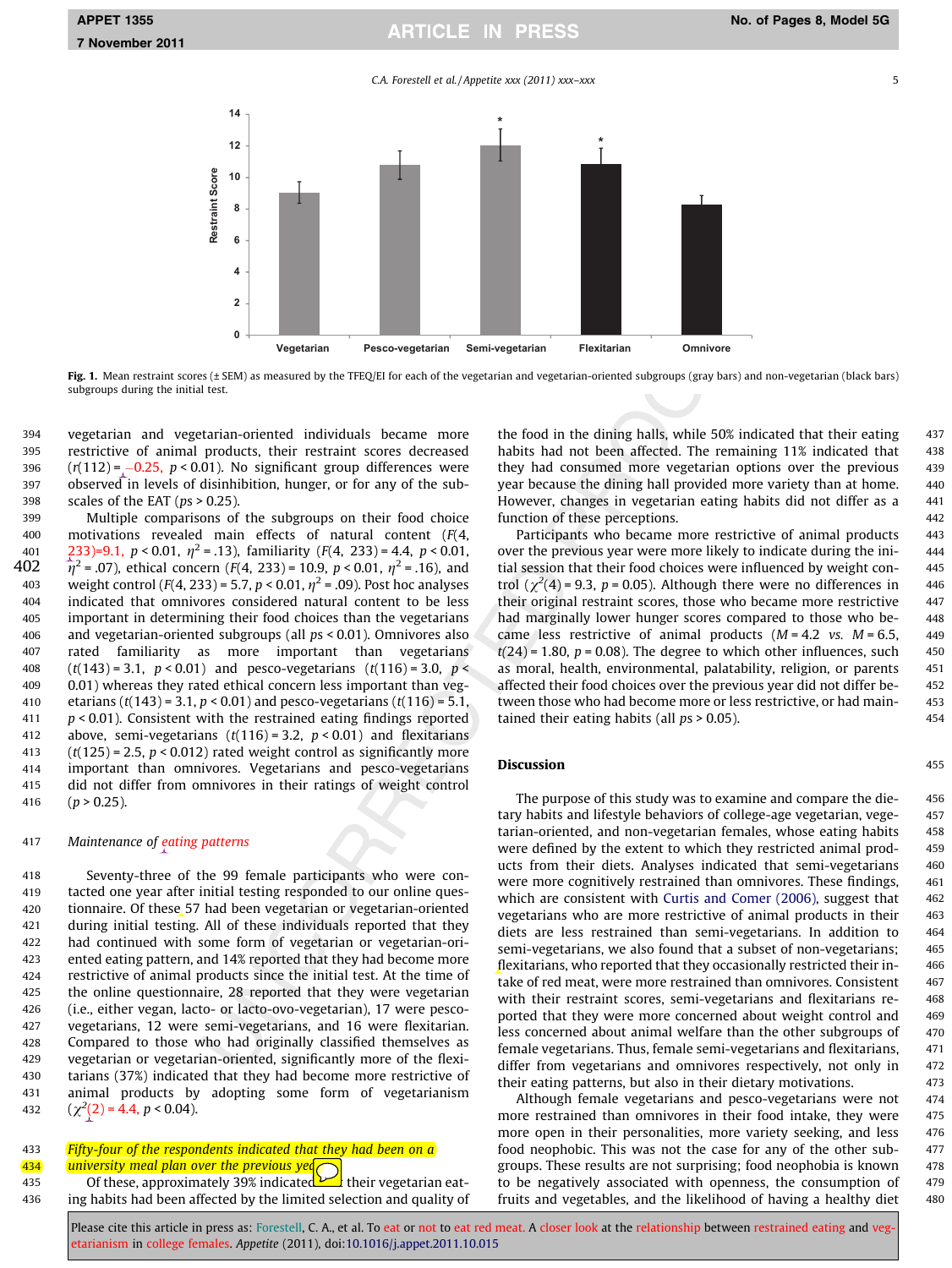Fig. 1. Mean restraint scores (± SEM) as measured by the TFEQ/EI for each of the vegetarian and vegetarian-oriented subgroups (gray bars) and non-vegetarian (black bars) subgroups during the initial test.

vegetarian and vegetarian-oriented individuals became more restrictive of animal products, their restraint scores decreased ($r(112) = -0.25$, $p < 0.01$). No significant group differences were observed in levels of disinhibition, hunger, or for any of the subscales of the EAT ($ps > 0.25$).

Multiple comparisons of the subgroups on their food choice motivations revealed main effects of natural content ($F(4, 233) = 9.1$, $p < 0.01$, $\eta^2 = .13$), familiarity ($F(4, 233) = 4.4$, $p < 0.01$, $\eta^2 = .07$), ethical concern ($F(4, 233) = 10.9$, $p < 0.01$, $\eta^2 = .16$), and weight control ($F(4, 233) = 5.7$, $p < 0.01$, $\eta^2 = .09$). Post hoc analyses indicated that omnivores considered natural content to be less important in determining their food choices than the vegetarians and vegetarian-oriented subgroups (all $ps < 0.01$). Omnivores also rated familiarity as more important than vegetarians ($t(143) = 3.1$, $p < 0.01$) and pesco-vegetarians ($t(116) = 3.0$, $p < 0.01$) whereas they rated ethical concern less important than vegetarians ($t(143) = 3.1$, $p < 0.01$) and pesco-vegetarians ($t(116) = 5.1$, $p < 0.01$). Consistent with the restrained eating findings reported above, semi-vegetarians ($t(116) = 3.2$, $p < 0.01$) and flexitarians ($t(125) = 2.5$, $p < 0.012$) rated weight control as significantly more important than omnivores. Vegetarians and pesco-vegetarians did not differ from omnivores in their ratings of weight control ($p > 0.25$).

### Maintenance of eating patterns

Seventy-three of the 99 female participants who were contacted one year after initial testing responded to our online questionnaire. Of these 57 had been vegetarian or vegetarian-oriented during initial testing. All of these individuals reported that they had continued with some form of vegetarian or vegetarian-oriented eating pattern, and 14% reported that they had become more restrictive of animal products since the initial test. At the time of the online questionnaire, 28 reported that they were vegetarian (i.e., either vegan, lacto- or lacto-ovo-vegetarian), 17 were pesco-vegetarians, 12 were semi-vegetarians, and 16 were flexitarian. Compared to those who had originally classified themselves as vegetarian or vegetarian-oriented, significantly more of the flexitarians (37%) indicated that they had become more restrictive of animal products by adopting some form of vegetarianism ($\chi^2(2) = 4.4$, $p < 0.04$).

Fifty-four of the respondents indicated that they had been on a university meal plan over the previous year. Of these, approximately 39% indicated their vegetarian eating habits had been affected by the limited selection and quality of the food in the dining halls, while 50% indicated that their eating habits had not been affected. The remaining 11% indicated that they had consumed more vegetarian options over the previous year because the dining hall provided more variety than at home. However, changes in vegetarian eating habits did not differ as a function of these perceptions.

Participants who became more restrictive of animal products over the previous year were more likely to indicate during the initial session that their food choices were influenced by weight control ($\chi^2(4) = 9.3$, $p = 0.05$). Although there were no differences in their original restraint scores, those who became more restrictive had marginally lower hunger scores compared to those who became less restrictive of animal products ($M = 4.2$ vs. $M = 6.5$, $t(24) = 1.80$, $p = 0.08$). The degree to which other influences, such as moral, health, environmental, palatability, religion, or parents affected their food choices over the previous year did not differ between those who had become more or less restrictive, or had maintained their eating habits (all $ps > 0.05$).

## Discussion

The purpose of this study was to examine and compare the dietary habits and lifestyle behaviors of college-age vegetarian, vegetarian-oriented, and non-vegetarian females, whose eating habits were defined by the extent to which they restricted animal products from their diets. Analyses indicated that semi-vegetarians were more cognitively restrained than omnivores. These findings, which are consistent with Curtis and Comer (2006), suggest that vegetarians who are more restrictive of animal products in their diets are less restrained than semi-vegetarians. In addition to semi-vegetarians, we also found that a subset of non-vegetarians; flexitarians, who reported that they occasionally restricted their intake of red meat, were more restrained than omnivores. Consistent with their restraint scores, semi-vegetarians and flexitarians reported that they were more concerned about weight control and less concerned about animal welfare than the other subgroups of female vegetarians. Thus, female semi-vegetarians and flexitarians, differ from vegetarians and omnivores respectively, not only in their eating patterns, but also in their dietary motivations.

Although female vegetarians and pesco-vegetarians were not more restrained than omnivores in their food intake, they were more open in their personalities, more variety seeking, and less food neophobic. This was not the case for any of the other subgroups. These results are not surprising; food neophobia is known to be negatively associated with openness, the consumption of fruits and vegetables, and the likelihood of having a healthy diet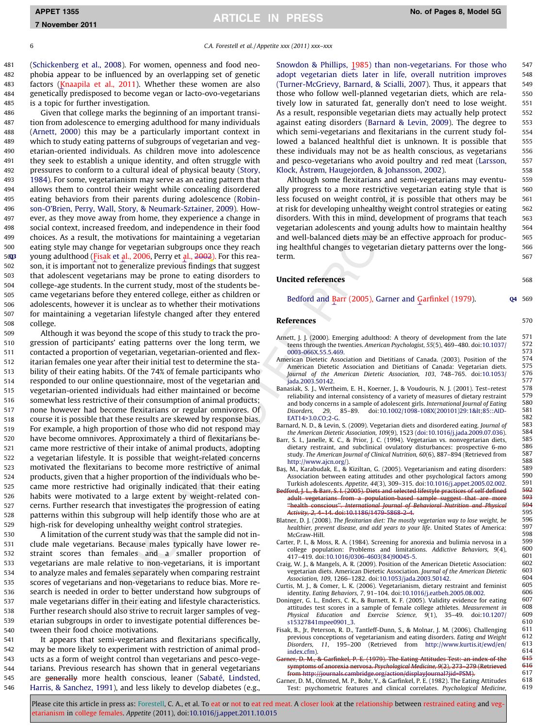(Schickenberg et al., 2008). For women, openness and food neophobia appear to be influenced by an overlapping set of genetic factors (Knaapila et al., 2011). Whether these women are also genetically predisposed to become vegan or lacto-ovo-vegetarians is a topic for further investigation.

Given that college marks the beginning of an important transition from adolescence to emerging adulthood for many individuals (Arnett, 2000) this may be a particularly important context in which to study eating patterns of subgroups of vegetarian and vegetarian-oriented individuals. As children move into adolescence they seek to establish a unique identity, and often struggle with pressures to conform to a cultural ideal of physical beauty (Story, 1984). For some, vegetarianism may serve as an eating pattern that allows them to control their weight while concealing disordered eating behaviors from their parents during adolescence (Robinson-O'Brien, Perry, Wall, Story, & Neumark-Sztainer, 2009). However, as they move away from home, they experience a change in social context, increased freedom, and independence in their food choices. As a result, the motivations for maintaining a vegetarian eating style may change for vegetarian subgroups once they reach young adulthood (Fisak et al., 2006, Perry et al., 2002). For this reason, it is important not to generalize previous findings that suggest that adolescent vegetarians may be prone to eating disorders to college-age students. In the current study, most of the students became vegetarians before they entered college, either as children or adolescents, however it is unclear as to whether their motivations for maintaining a vegetarian lifestyle changed after they entered college.

Although it was beyond the scope of this study to track the progression of participants' eating patterns over the long term, we contacted a proportion of vegetarian, vegetarian-oriented and flexitarian females one year after their initial test to determine the stability of their eating habits. Of the 74% of female participants who responded to our online questionnaire, most of the vegetarian and vegetarian-oriented individuals had either maintained or become somewhat less restrictive of their consumption of animal products; none however had become flexitarians or regular omnivores. Of course it is possible that these results are skewed by response bias. For example, a high proportion of those who did not respond may have become omnivores. Approximately a third of flexitarians became more restrictive of their intake of animal products, adopting a vegetarian lifestyle. It is possible that weight-related concerns motivated the flexitarians to become more restrictive of animal products, given that a higher proportion of the individuals who became more restrictive had originally indicated that their eating habits were motivated to a large extent by weight-related concerns. Further research that investigates the progression of eating patterns within this subgroup will help identify those who are at high-risk for developing unhealthy weight control strategies.

A limitation of the current study was that the sample did not include male vegetarians. Because males typically have lower restraint scores than females and a smaller proportion of vegetarians are male relative to non-vegetarians, it is important to analyze males and females separately when comparing restraint scores of vegetarians and non-vegetarians to reduce bias. More research is needed in order to better understand how subgroups of male vegetarians differ in their eating and lifestyle characteristics. Further research should also strive to recruit larger samples of vegetarian subgroups in order to investigate potential differences between their food choice motivations.

It appears that semi-vegetarians and flexitarians specifically, may be more likely to experiment with restriction of animal products as a form of weight control than vegetarians and pesco-vegetarians. Previous research has shown that in general vegetarians are ~~generally~~ more health conscious, leaner (Sabaté, Lindsted, Harris, & Sanchez, 1991), and less likely to develop diabetes (e.g., Snowdon & Phillips, 1985) than non-vegetarians. For those who adopt vegetarian diets later in life, overall nutrition improves (Turner-McGrievy, Barnard, & Scialli, 2007). Thus, it appears that those who follow well-planned vegetarian diets, which are relatively low in saturated fat, generally don't need to lose weight. As a result, responsible vegetarian diets may actually help protect against eating disorders (Barnard & Levin, 2009). The degree to which semi-vegetarians and flexitarians in the current study followed a balanced healthful diet is unknown. It is possible that these individuals may not be as health conscious, as vegetarians and pesco-vegetarians who avoid poultry and red meat (Larsson, Klock, Åstrøm, Haugejorden, & Johansson, 2002).

Although some flexitarians and semi-vegetarians may eventually progress to a more restrictive vegetarian eating style that is less focused on weight control, it is possible that others may be at risk for developing unhealthy weight control strategies or eating disorders. With this in mind, development of programs that teach vegetarian adolescents and young adults how to maintain healthy and well-balanced diets may be an effective approach for producing healthful changes to vegetarian dietary patterns over the long-term.

## Uncited references

Bedford and Barr (2005), Garner and Garfinkel (1979).

## References

Arnett, J. J. (2000). Emerging adulthood: A theory of development from the late teens through the twenties. *American Psychologist, 55*(5), 469–480. doi:10.1037/0003-066X.55.5.469.

American Dietetic Association and Dietitians of Canada. (2003). Position of the American Dietetic Association and Dietitians of Canada: Vegetarian diets. *Journal of the American Dietetic Association, 103*, 748–765. doi:10.1053/jada.2003.50142.

Banasiak, S. J., Wertheim, E. H., Koerner, J., & Voudouris, N. J. (2001). Test–retest reliability and internal consistency of a variety of measures of dietary restraint and body concerns in a sample of adolescent girls. *International Journal of Eating Disorders, 29*, 85–89. doi:10.1002/1098-108X(200101)29:1&lt;85::AID-EAT14>3.0.CO;2-G.

Barnard, N. D., & Levin, S. (2009). Vegetarian diets and disordered eating. *Journal of the American Dietetic Association, 109*(9), 1523 (doi:10.1016/j.jada.2009.07.036).

Barr, S. I., Janelle, K. C., & Prior, J. C. (1994). Vegetarian vs. nonvegetarian diets, dietary restraint, and subclinical ovulatory disturbances: prospective 6-mo study. *The American Journal of Clinical Nutrition, 60*(6), 887–894 (Retrieved from http://www.ajcn.org/).

Baş, M., Karabudak, E., & Kiziltan, G. (2005). Vegetarianism and eating disorders: Association between eating attitudes and other psychological factors among Turkish adolescents. *Appetite, 44*(3), 309–315. doi:10.1016/j.appet.2005.02.002.

~~Bedford, J. L., & Barr, S. I. (2005). Diets and selected lifestyle practices of self defined adult vegetarians from a population-based sample suggest that are more "health conscious". *International Journal of Behavioral Nutrition and Physical Activity, 2*, 4–14. doi:10.1186/1479-5868-2-4.~~

Blatner, D. J. (2008). *The flexitarian diet: The mostly vegetarian way to lose weight, be healthier, prevent disease, and add years to your life*. United States of America: McGraw-Hill.

Carter, P. I., & Moss, R. A. (1984). Screening for anorexia and bulimia nervosa in a college population: Problems and limitations. *Addictive Behaviors, 9*(4), 417–419. doi:10.1016/0306-4603(84)90045-5.

Craig, W. J., & Mangels, A. R. (2009). Position of the American Dietetic Association: vegetarian diets. *Journal of the American Dietetic Association, 109*, 1266–1282. doi:10.1053/jada.2003.50142.

Curtis, M. J., & Comer, L. K. (2006). Vegetarianism, dietary restraint and feminist identity. *Eating Behaviors, 7*, 91–104. doi:10.1016/j.eatbeh.2005.08.002.

Doninger, G. L., Enders, C. K., & Burnett, K. F. (2005). Validity evidence for eating attitudes test scores in a sample of female college athletes. *Measurement in Physical Education and Exercise Science, 9*(1), 35–49. doi:10.1207/s15327841mpee0901_3.

Fisak, B., Jr, Peterson, R. D., Tantleff-Dunn, S., & Molnar, J. M. (2006). Challenging previous conceptions of vegetarianism and eating disorders. *Eating and Weight Disorders, 11*, 195–200 (Retrieved from http://www.kurtis.it/ewd/en/index.cfm).

~~Garner, D. M., & Garfinkel, P. E. (1979). The Eating Attitudes Test: an index of the symptoms of anorexia nervosa. *Psychological Medicine, 9*(2), 273–279 (Retrieved from http://journals.cambridge.org/action/displayJournal?jid=PSM).~~

Garner, D. M., Olmsted, M. P., Bohr, Y., & Garfinkel, P. E. (1982). The Eating Attitudes Test: psychometric features and clinical correlates. *Psychological Medicine,*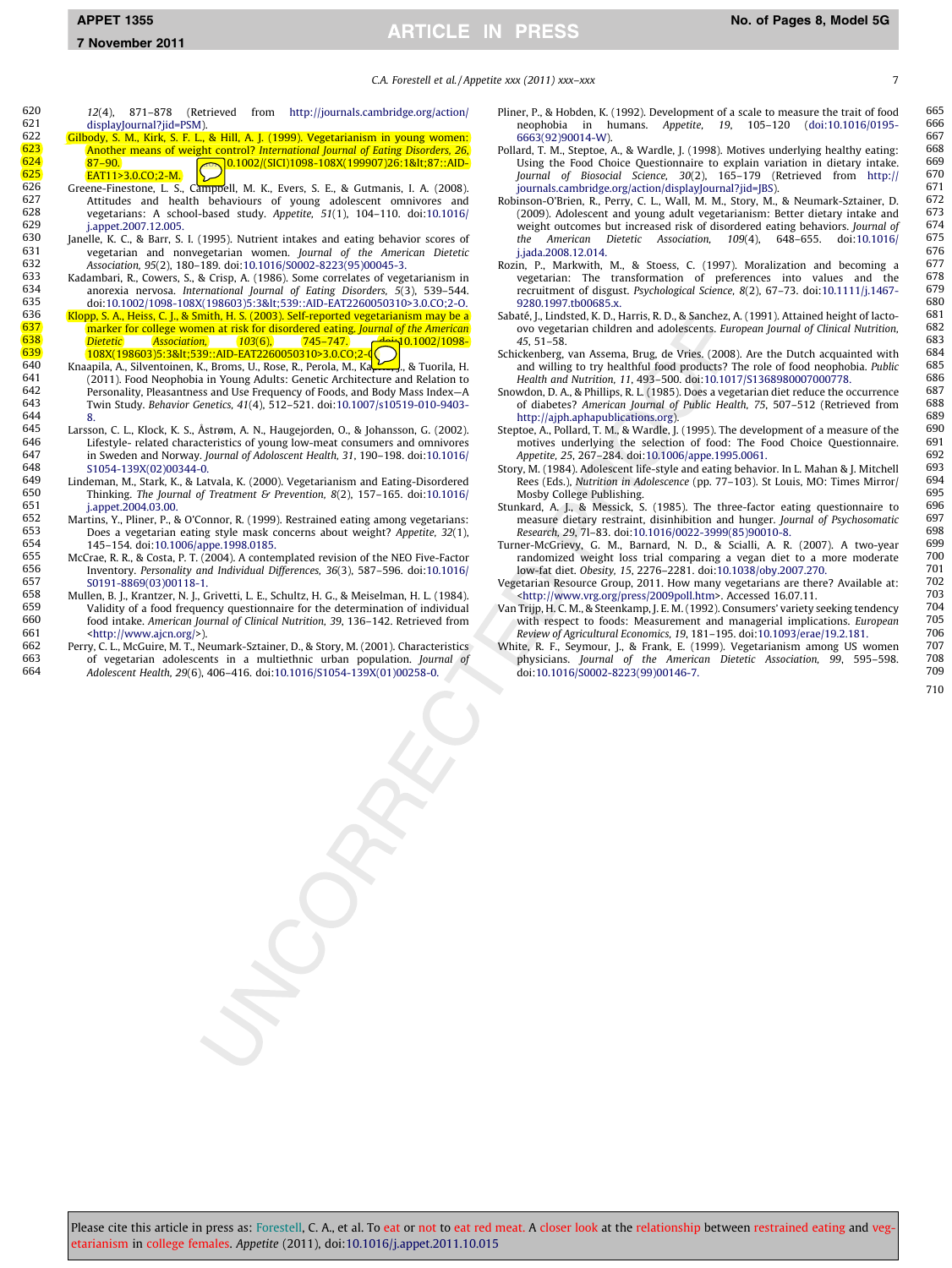12(4), 871–878 (Retrieved from http://journals.cambridge.org/action/displayJournal?jid=PSM).

Gilbody, S. M., Kirk, S. F. L., & Hill, A. J. (1999). Vegetarianism in young women: Another means of weight control? *International Journal of Eating Disorders, 26*, 87–90. doi:10.1002/(SICI)1098-108X(199907)26:1&lt;87::AID-EAT11>3.0.CO;2-M.

Greene-Finestone, L. S., Campbell, M. K., Evers, S. E., & Gutmanis, I. A. (2008). Attitudes and health behaviours of young adolescent omnivores and vegetarians: A school-based study. *Appetite, 51*(1), 104–110. doi:10.1016/j.appet.2007.12.005.

Janelle, K. C., & Barr, S. I. (1995). Nutrient intakes and eating behavior scores of vegetarian and nonvegetarian women. *Journal of the American Dietetic Association, 95*(2), 180–189. doi:10.1016/S0002-8223(95)00045-3.

Kadambari, R., Cowers, S., & Crisp, A. (1986). Some correlates of vegetarianism in anorexia nervosa. *International Journal of Eating Disorders, 5*(3), 539–544. doi:10.1002/1098-108X(198603)5:3&lt;539::AID-EAT2260050310>3.0.CO;2-O.

Klopp, S. A., Heiss, C. J., & Smith, H. S. (2003). Self-reported vegetarianism may be a marker for college women at risk for disordered eating. *Journal of the American Dietetic Association, 103*(6), 745–747. doi:10.1002/1098-108X(198603)5:3&lt;539::AID-EAT2260050310>3.0.CO;2-O.

Knaapila, A., Silventoinen, K., Broms, U., Rose, R., Perola, M., Kaprio, J., & Tuorila, H. (2011). Food Neophobia in Young Adults: Genetic Architecture and Relation to Personality, Pleasantness and Use Frequency of Foods, and Body Mass Index—A Twin Study. *Behavior Genetics, 41*(4), 512–521. doi:10.1007/s10519-010-9403-8.

Larsson, C. L., Klock, K. S., Åstrøm, A. N., Haugejorden, O., & Johansson, G. (2002). Lifestyle- related characteristics of young low-meat consumers and omnivores in Sweden and Norway. *Journal of Adoloscent Health, 31*, 190–198. doi:10.1016/S1054-139X(02)00344-0.

Lindeman, M., Stark, K., & Latvala, K. (2000). Vegetarianism and Eating-Disordered Thinking. *The Journal of Treatment & Prevention, 8*(2), 157–165. doi:10.1016/j.appet.2004.03.00.

Martins, Y., Pliner, P., & O'Connor, R. (1999). Restrained eating among vegetarians: Does a vegetarian eating style mask concerns about weight? *Appetite, 32*(1), 145–154. doi:10.1006/appe.1998.0185.

McCrae, R. R., & Costa, P. T. (2004). A contemplated revision of the NEO Five-Factor Inventory. *Personality and Individual Differences, 36*(3), 587–596. doi:10.1016/S0191-8869(03)00118-1.

Mullen, B. J., Krantzer, N. J., Grivetti, L. E., Schultz, H. G., & Meiselman, H. L. (1984). Validity of a food frequency questionnaire for the determination of individual food intake. *American Journal of Clinical Nutrition, 39*, 136–142. Retrieved from <http://www.ajcn.org/>).

Perry, C. L., McGuire, M. T., Neumark-Sztainer, D., & Story, M. (2001). Characteristics of vegetarian adolescents in a multiethnic urban population. *Journal of Adolescent Health, 29*(6), 406–416. doi:10.1016/S1054-139X(01)00258-0.

Pliner, P., & Hobden, K. (1992). Development of a scale to measure the trait of food neophobia in humans. *Appetite, 19*, 105–120 (doi:10.1016/0195-6663(92)90014-W).

Pollard, T. M., Steptoe, A., & Wardle, J. (1998). Motives underlying healthy eating: Using the Food Choice Questionnaire to explain variation in dietary intake. *Journal of Biosocial Science, 30*(2), 165–179 (Retrieved from http://journals.cambridge.org/action/displayJournal?jid=JBS).

Robinson-O'Brien, R., Perry, C. L., Wall, M. M., Story, M., & Neumark-Sztainer, D. (2009). Adolescent and young adult vegetarianism: Better dietary intake and weight outcomes but increased risk of disordered eating behaviors. *Journal of the American Dietetic Association, 109*(4), 648–655. doi:10.1016/j.jada.2008.12.014.

Rozin, P., Markwith, M., & Stoess, C. (1997). Moralization and becoming a vegetarian: The transformation of preferences into values and the recruitment of disgust. *Psychological Science, 8*(2), 67–73. doi:10.1111/j.1467-9280.1997.tb00685.x.

Sabaté, J., Lindsted, K. D., Harris, R. D., & Sanchez, A. (1991). Attained height of lacto-ovo vegetarian children and adolescents. *European Journal of Clinical Nutrition, 45*, 51–58.

Schickenberg, van Assema, Brug, de Vries. (2008). Are the Dutch acquainted with and willing to try healthful food products? The role of food neophobia. *Public Health and Nutrition, 11*, 493–500. doi:10.1017/S1368980007000778.

Snowdon, D. A., & Phillips, R. L. (1985). Does a vegetarian diet reduce the occurrence of diabetes? *American Journal of Public Health, 75*, 507–512 (Retrieved from http://ajph.aphapublications.org).

Steptoe, A., Pollard, T. M., & Wardle, J. (1995). The development of a measure of the motives underlying the selection of food: The Food Choice Questionnaire. *Appetite, 25*, 267–284. doi:10.1006/appe.1995.0061.

Story, M. (1984). Adolescent life-style and eating behavior. In L. Mahan & J. Mitchell Rees (Eds.), *Nutrition in Adolescence* (pp. 77–103). St Louis, MO: Times Mirror/Mosby College Publishing.

Stunkard, A. J., & Messick, S. (1985). The three-factor eating questionnaire to measure dietary restraint, disinhibition and hunger. *Journal of Psychosomatic Research, 29*, 71–83. doi:10.1016/0022-3999(85)90010-8.

Turner-McGrievy, G. M., Barnard, N. D., & Scialli, A. R. (2007). A two-year randomized weight loss trial comparing a vegan diet to a more moderate low-fat diet. *Obesity, 15*, 2276–2281. doi:10.1038/oby.2007.270.

Vegetarian Resource Group, 2011. How many vegetarians are there? Available at: <http://www.vrg.org/press/2009poll.htm>. Accessed 16.07.11.

Van Trijp, H. C. M., & Steenkamp, J. E. M. (1992). Consumers' variety seeking tendency with respect to foods: Measurement and managerial implications. *European Review of Agricultural Economics, 19*, 181–195. doi:10.1093/erae/19.2.181.

White, R. F., Seymour, J., & Frank, E. (1999). Vegetarianism among US women physicians. *Journal of the American Dietetic Association, 99*, 595–598. doi:10.1016/S0002-8223(99)00146-7.

Please cite this article in press as: Forestell, C. A., et al. To eat or not to eat red meat. A closer look at the relationship between restrained eating and vegetarianism in college females. *Appetite* (2011), doi:10.1016/j.appet.2011.10.015